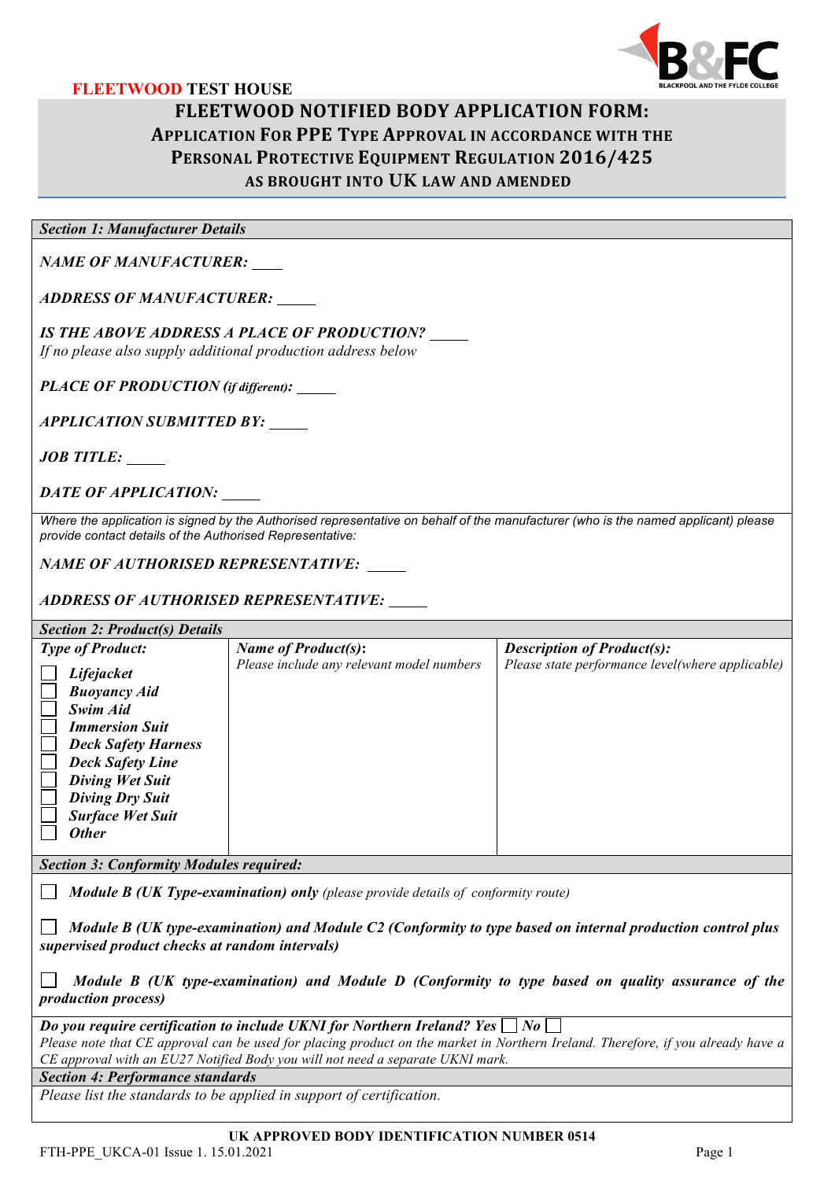**FLEETWOOD TEST HOUSE**

# FLEETWOOD NOTIFIED BODY APPLICATION FORM:
## APPLICATION FOR PPE TYPE APPROVAL IN ACCORDANCE WITH THE PERSONAL PROTECTIVE EQUIPMENT REGULATION 2016/425 AS BROUGHT INTO UK LAW AND AMENDED

***Section 1: Manufacturer Details***

***NAME OF MANUFACTURER:*** ____

***ADDRESS OF MANUFACTURER:*** _____

***IS THE ABOVE ADDRESS A PLACE OF PRODUCTION?*** _____
*If no please also supply additional production address below*

***PLACE OF PRODUCTION (if different):*** _____

***APPLICATION SUBMITTED BY:*** _____

***JOB TITLE:*** _____

***DATE OF APPLICATION:*** _____

*Where the application is signed by the Authorised representative on behalf of the manufacturer (who is the named applicant) please provide contact details of the Authorised Representative:*

***NAME OF AUTHORISED REPRESENTATIVE:*** _____

***ADDRESS OF AUTHORISED REPRESENTATIVE:*** _____

***Section 2: Product(s) Details***

| ***Type of Product:*** | ***Name of Product(s):*** *Please include any relevant model numbers* | ***Description of Product(s):*** *Please state performance level(where applicable)* |
|---|---|---|
| ☐ ***Lifejacket***<br>☐ ***Buoyancy Aid***<br>☐ ***Swim Aid***<br>☐ ***Immersion Suit***<br>☐ ***Deck Safety Harness***<br>☐ ***Deck Safety Line***<br>☐ ***Diving Wet Suit***<br>☐ ***Diving Dry Suit***<br>☐ ***Surface Wet Suit***<br>☐ ***Other*** | | |

***Section 3: Conformity Modules required:***

☐ ***Module B (UK Type-examination) only*** *(please provide details of conformity route)*

☐ ***Module B (UK type-examination) and Module C2 (Conformity to type based on internal production control plus supervised product checks at random intervals)***

☐ ***Module B (UK type-examination) and Module D (Conformity to type based on quality assurance of the production process)***

***Do you require certification to include UKNI for Northern Ireland? Yes*** ☐ ***No*** ☐
*Please note that CE approval can be used for placing product on the market in Northern Ireland. Therefore, if you already have a CE approval with an EU27 Notified Body you will not need a separate UKNI mark.*

***Section 4: Performance standards***

*Please list the standards to be applied in support of certification.*

**UK APPROVED BODY IDENTIFICATION NUMBER 0514**

FTH-PPE_UKCA-01 Issue 1. 15.01.2021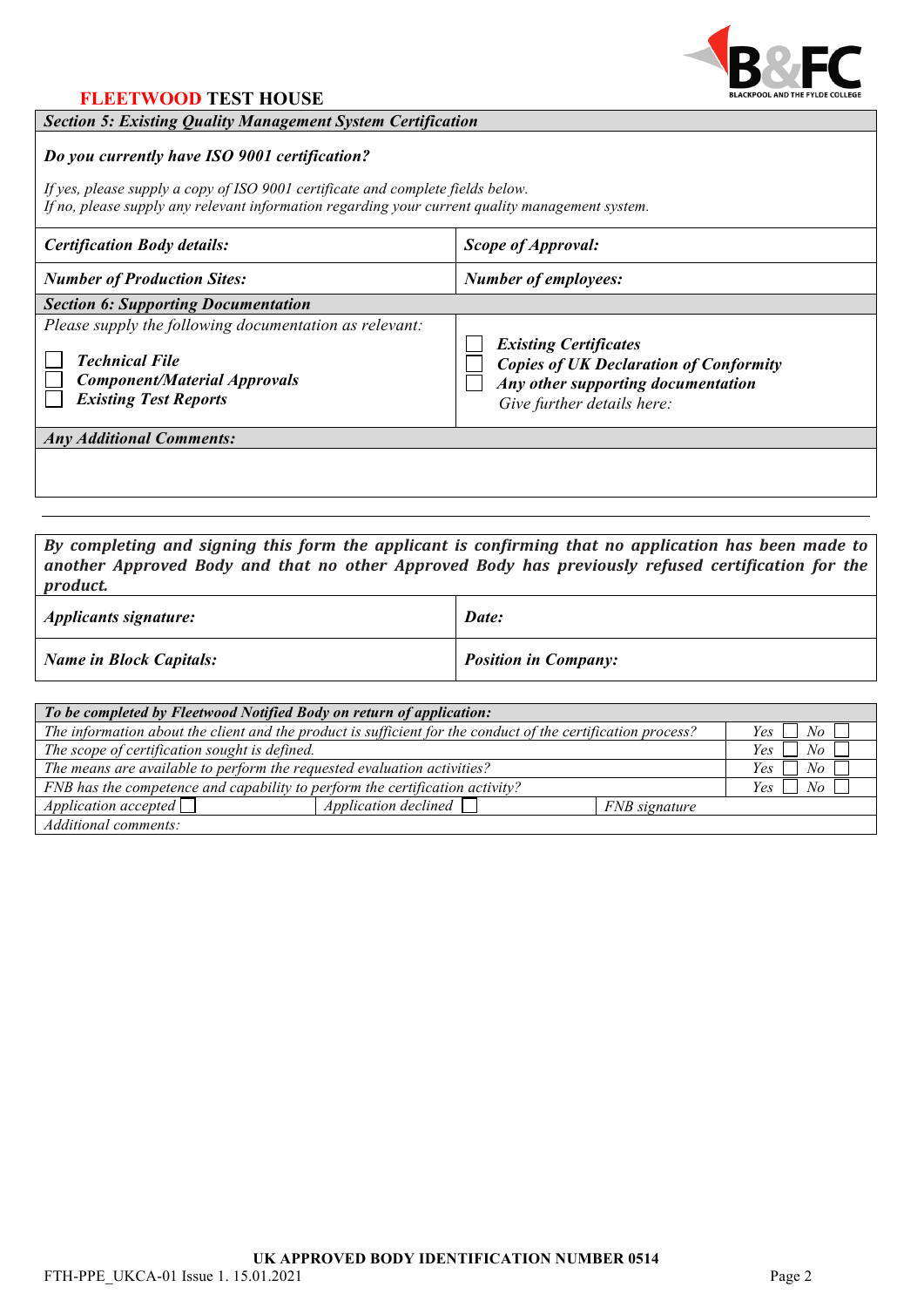**FLEETWOOD TEST HOUSE**

| ***Section 5: Existing Quality Management System Certification*** | |
|---|---|
| ***Do you currently have ISO 9001 certification?***<br><br>*If yes, please supply a copy of ISO 9001 certificate and complete fields below.*<br>*If no, please supply any relevant information regarding your current quality management system.* | |
| ***Certification Body details:*** | ***Scope of Approval:*** |
| ***Number of Production Sites:*** | ***Number of employees:*** |

| ***Section 6: Supporting Documentation*** | |
|---|---|
| *Please supply the following documentation as relevant:*<br><br>☐ ***Technical File***<br>☐ ***Component/Material Approvals***<br>☐ ***Existing Test Reports*** | ☐ ***Existing Certificates***<br>☐ ***Copies of UK Declaration of Conformity***<br>☐ ***Any other supporting documentation***<br>*Give further details here:* |
| ***Any Additional Comments:*** | |

***By completing and signing this form the applicant is confirming that no application has been made to another Approved Body and that no other Approved Body has previously refused certification for the product.***

| ***Applicants signature:*** | ***Date:*** |
|---|---|
| ***Name in Block Capitals:*** | ***Position in Company:*** |

| ***To be completed by Fleetwood Notified Body on return of application:*** | | | |
|---|---|---|---|
| *The information about the client and the product is sufficient for the conduct of the certification process?* | | | *Yes* ☐ *No* ☐ |
| *The scope of certification sought is defined.* | | | *Yes* ☐ *No* ☐ |
| *The means are available to perform the requested evaluation activities?* | | | *Yes* ☐ *No* ☐ |
| *FNB has the competence and capability to perform the certification activity?* | | | *Yes* ☐ *No* ☐ |
| *Application accepted* ☐ | *Application declined* ☐ | *FNB signature* | |
| *Additional comments:* | | | |

**UK APPROVED BODY IDENTIFICATION NUMBER 0514**

FTH-PPE_UKCA-01 Issue 1. 15.01.2021